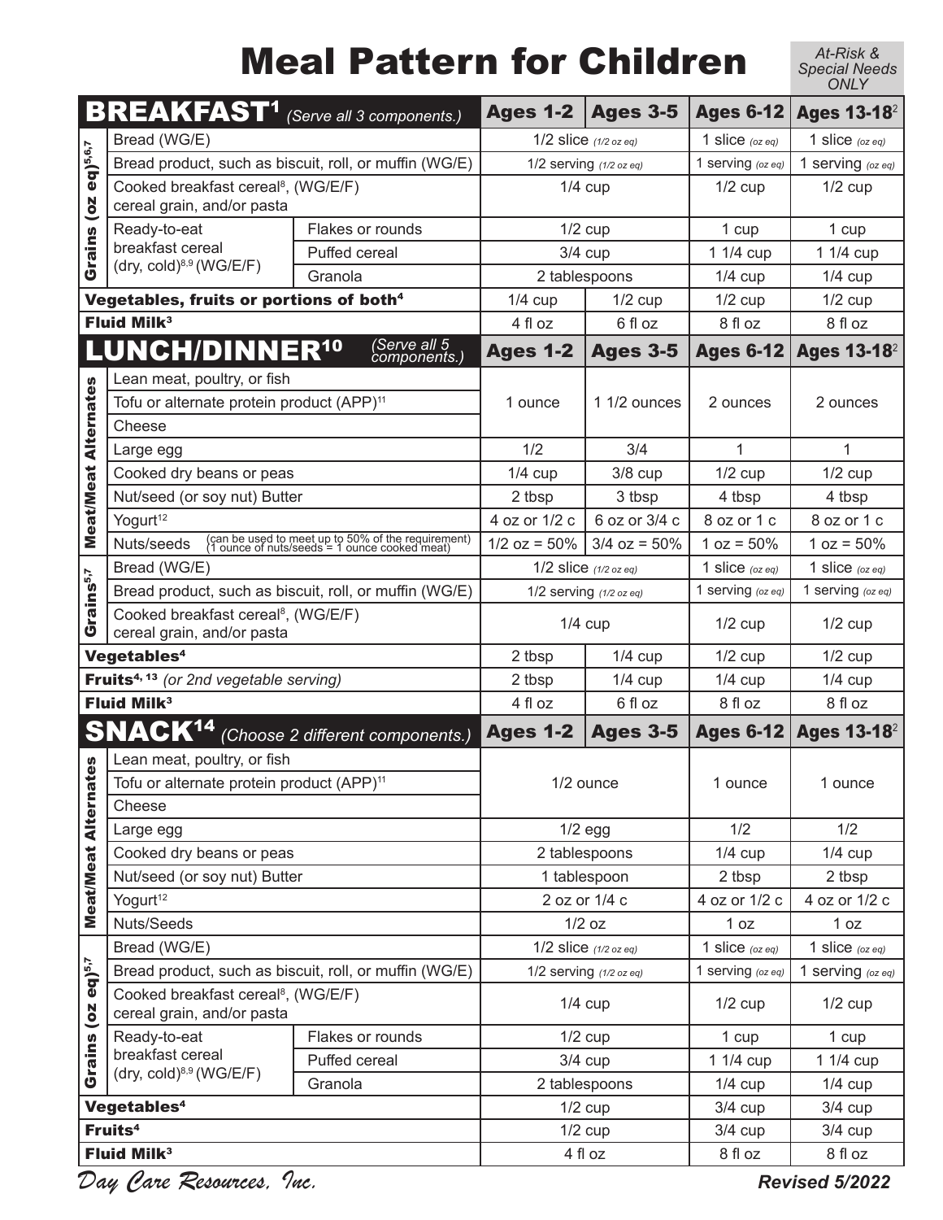# Meal Pattern for Children

*At-Risk & Special Needs ONLY*

| **BREAKFAST**[1] *(Serve all 3 components.)* | | | **Ages 1-2** | **Ages 3-5** | **Ages 6-12** | **Ages 13-18**[2] |
|---|---|---|---|---|---|---|
| Grains (oz eq)[5,6,7] | Bread (WG/E) | | 1/2 slice *(1/2 oz eq)* | | 1 slice *(oz eq)* | 1 slice *(oz eq)* |
| | Bread product, such as biscuit, roll, or muffin (WG/E) | | 1/2 serving *(1/2 oz eq)* | | 1 serving *(oz eq)* | 1 serving *(oz eq)* |
| | Cooked breakfast cereal[8], (WG/E/F) cereal grain, and/or pasta | | 1/4 cup | | 1/2 cup | 1/2 cup |
| | Ready-to-eat breakfast cereal (dry, cold)[8,9] (WG/E/F) | Flakes or rounds | 1/2 cup | | 1 cup | 1 cup |
| | | Puffed cereal | 3/4 cup | | 1 1/4 cup | 1 1/4 cup |
| | | Granola | 2 tablespoons | | 1/4 cup | 1/4 cup |
| **Vegetables, fruits or portions of both**[4] | | | 1/4 cup | 1/2 cup | 1/2 cup | 1/2 cup |
| **Fluid Milk**[3] | | | 4 fl oz | 6 fl oz | 8 fl oz | 8 fl oz |
| **LUNCH/DINNER**[10] *(Serve all 5 components.)* | | | **Ages 1-2** | **Ages 3-5** | **Ages 6-12** | **Ages 13-18**[2] |
| Meat/Meat Alternates | Lean meat, poultry, or fish; Tofu or alternate protein product (APP)[11]; Cheese | | 1 ounce | 1 1/2 ounces | 2 ounces | 2 ounces |
| | Large egg | | 1/2 | 3/4 | 1 | 1 |
| | Cooked dry beans or peas | | 1/4 cup | 3/8 cup | 1/2 cup | 1/2 cup |
| | Nut/seed (or soy nut) Butter | | 2 tbsp | 3 tbsp | 4 tbsp | 4 tbsp |
| | Yogurt[12] | | 4 oz or 1/2 c | 6 oz or 3/4 c | 8 oz or 1 c | 8 oz or 1 c |
| | Nuts/seeds (can be used to meet up to 50% of the requirement) (1 ounce of nuts/seeds = 1 ounce cooked meat) | | 1/2 oz = 50% | 3/4 oz = 50% | 1 oz = 50% | 1 oz = 50% |
| Grains[5,7] | Bread (WG/E) | | 1/2 slice *(1/2 oz eq)* | | 1 slice *(oz eq)* | 1 slice *(oz eq)* |
| | Bread product, such as biscuit, roll, or muffin (WG/E) | | 1/2 serving *(1/2 oz eq)* | | 1 serving *(oz eq)* | 1 serving *(oz eq)* |
| | Cooked breakfast cereal[8], (WG/E/F) cereal grain, and/or pasta | | 1/4 cup | | 1/2 cup | 1/2 cup |
| **Vegetables**[4] | | | 2 tbsp | 1/4 cup | 1/2 cup | 1/2 cup |
| **Fruits**[4, 13] *(or 2nd vegetable serving)* | | | 2 tbsp | 1/4 cup | 1/4 cup | 1/4 cup |
| **Fluid Milk**[3] | | | 4 fl oz | 6 fl oz | 8 fl oz | 8 fl oz |
| **SNACK**[14] *(Choose 2 different components.)* | | | **Ages 1-2** | **Ages 3-5** | **Ages 6-12** | **Ages 13-18**[2] |
| Meat/Meat Alternates | Lean meat, poultry, or fish; Tofu or alternate protein product (APP)[11]; Cheese | | 1/2 ounce | | 1 ounce | 1 ounce |
| | Large egg | | 1/2 egg | | 1/2 | 1/2 |
| | Cooked dry beans or peas | | 2 tablespoons | | 1/4 cup | 1/4 cup |
| | Nut/seed (or soy nut) Butter | | 1 tablespoon | | 2 tbsp | 2 tbsp |
| | Yogurt[12] | | 2 oz or 1/4 c | | 4 oz or 1/2 c | 4 oz or 1/2 c |
| | Nuts/Seeds | | 1/2 oz | | 1 oz | 1 oz |
| Grains (oz eq)[5,7] | Bread (WG/E) | | 1/2 slice *(1/2 oz eq)* | | 1 slice *(oz eq)* | 1 slice *(oz eq)* |
| | Bread product, such as biscuit, roll, or muffin (WG/E) | | 1/2 serving *(1/2 oz eq)* | | 1 serving *(oz eq)* | 1 serving *(oz eq)* |
| | Cooked breakfast cereal[8], (WG/E/F) cereal grain, and/or pasta | | 1/4 cup | | 1/2 cup | 1/2 cup |
| | Ready-to-eat breakfast cereal (dry, cold)[8,9] (WG/E/F) | Flakes or rounds | 1/2 cup | | 1 cup | 1 cup |
| | | Puffed cereal | 3/4 cup | | 1 1/4 cup | 1 1/4 cup |
| | | Granola | 2 tablespoons | | 1/4 cup | 1/4 cup |
| **Vegetables**[4] | | | 1/2 cup | | 3/4 cup | 3/4 cup |
| **Fruits**[4] | | | 1/2 cup | | 3/4 cup | 3/4 cup |
| **Fluid Milk**[3] | | | 4 fl oz | | 8 fl oz | 8 fl oz |

*Day Care Resources, Inc.* **Revised 5/2022**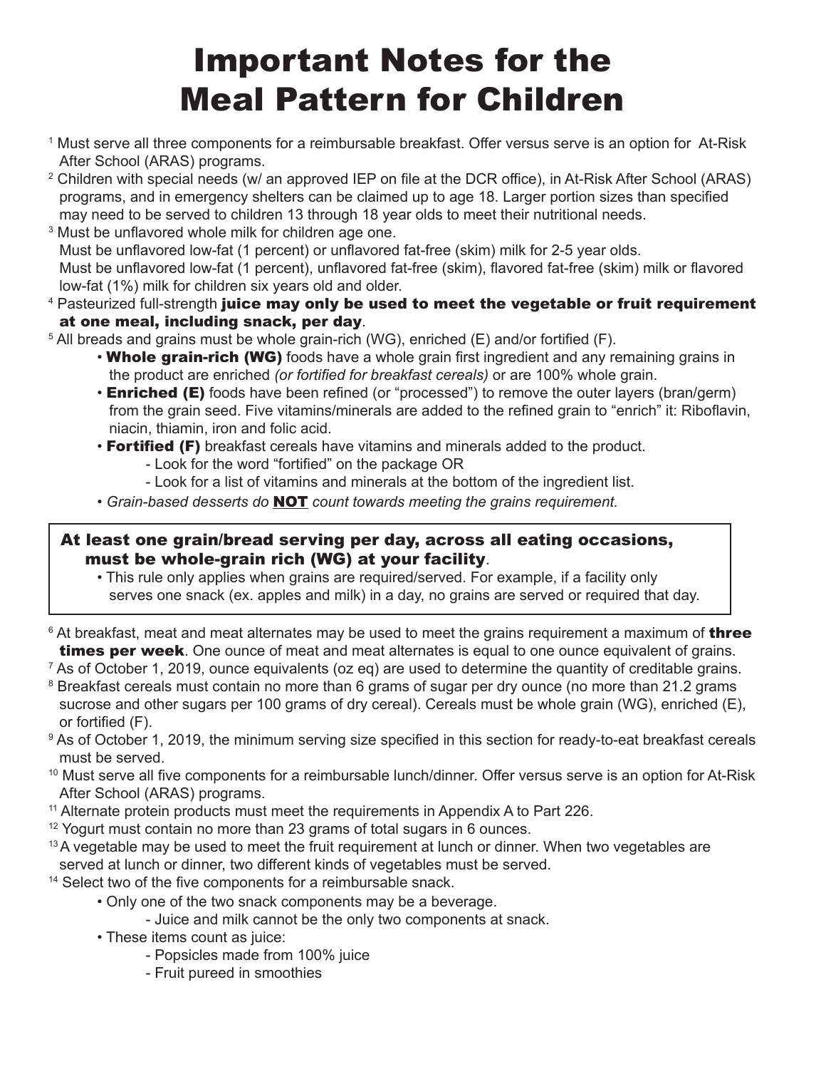# Important Notes for the Meal Pattern for Children

[1] Must serve all three components for a reimbursable breakfast. Offer versus serve is an option for At-Risk After School (ARAS) programs.

[2] Children with special needs (w/ an approved IEP on file at the DCR office), in At-Risk After School (ARAS) programs, and in emergency shelters can be claimed up to age 18. Larger portion sizes than specified may need to be served to children 13 through 18 year olds to meet their nutritional needs.

[3] Must be unflavored whole milk for children age one.
Must be unflavored low-fat (1 percent) or unflavored fat-free (skim) milk for 2-5 year olds.
Must be unflavored low-fat (1 percent), unflavored fat-free (skim), flavored fat-free (skim) milk or flavored low-fat (1%) milk for children six years old and older.

[4] Pasteurized full-strength **juice may only be used to meet the vegetable or fruit requirement at one meal, including snack, per day**.

[5] All breads and grains must be whole grain-rich (WG), enriched (E) and/or fortified (F).

- **Whole grain-rich (WG)** foods have a whole grain first ingredient and any remaining grains in the product are enriched *(or fortified for breakfast cereals)* or are 100% whole grain.
- **Enriched (E)** foods have been refined (or "processed") to remove the outer layers (bran/germ) from the grain seed. Five vitamins/minerals are added to the refined grain to "enrich" it: Riboflavin, niacin, thiamin, iron and folic acid.
- **Fortified (F)** breakfast cereals have vitamins and minerals added to the product.
  - Look for the word "fortified" on the package OR
  - Look for a list of vitamins and minerals at the bottom of the ingredient list.
- *Grain-based desserts do **NOT** count towards meeting the grains requirement.*

**At least one grain/bread serving per day, across all eating occasions, must be whole-grain rich (WG) at your facility**.

- This rule only applies when grains are required/served. For example, if a facility only serves one snack (ex. apples and milk) in a day, no grains are served or required that day.

[6] At breakfast, meat and meat alternates may be used to meet the grains requirement a maximum of **three times per week**. One ounce of meat and meat alternates is equal to one ounce equivalent of grains.

[7] As of October 1, 2019, ounce equivalents (oz eq) are used to determine the quantity of creditable grains.

[8] Breakfast cereals must contain no more than 6 grams of sugar per dry ounce (no more than 21.2 grams sucrose and other sugars per 100 grams of dry cereal). Cereals must be whole grain (WG), enriched (E), or fortified (F).

[9] As of October 1, 2019, the minimum serving size specified in this section for ready-to-eat breakfast cereals must be served.

[10] Must serve all five components for a reimbursable lunch/dinner. Offer versus serve is an option for At-Risk After School (ARAS) programs.

[11] Alternate protein products must meet the requirements in Appendix A to Part 226.

[12] Yogurt must contain no more than 23 grams of total sugars in 6 ounces.

[13] A vegetable may be used to meet the fruit requirement at lunch or dinner. When two vegetables are served at lunch or dinner, two different kinds of vegetables must be served.

[14] Select two of the five components for a reimbursable snack.

- Only one of the two snack components may be a beverage.
  - Juice and milk cannot be the only two components at snack.
- These items count as juice:
  - Popsicles made from 100% juice
  - Fruit pureed in smoothies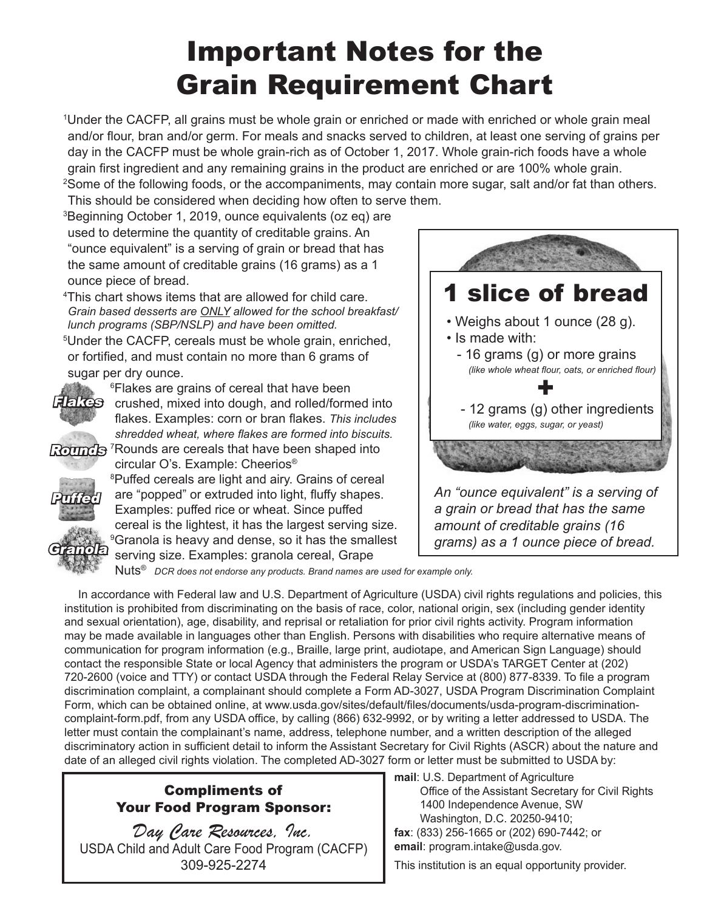# Important Notes for the Grain Requirement Chart

[1]Under the CACFP, all grains must be whole grain or enriched or made with enriched or whole grain meal and/or flour, bran and/or germ. For meals and snacks served to children, at least one serving of grains per day in the CACFP must be whole grain-rich as of October 1, 2017. Whole grain-rich foods have a whole grain first ingredient and any remaining grains in the product are enriched or are 100% whole grain.

[2]Some of the following foods, or the accompaniments, may contain more sugar, salt and/or fat than others. This should be considered when deciding how often to serve them.

[3]Beginning October 1, 2019, ounce equivalents (oz eq) are used to determine the quantity of creditable grains. An "ounce equivalent" is a serving of grain or bread that has the same amount of creditable grains (16 grams) as a 1 ounce piece of bread.

[4]This chart shows items that are allowed for child care. *Grain based desserts are ONLY allowed for the school breakfast/ lunch programs (SBP/NSLP) and have been omitted.*

[5]Under the CACFP, cereals must be whole grain, enriched, or fortified, and must contain no more than 6 grams of sugar per dry ounce.

**Flakes** [6]Flakes are grains of cereal that have been crushed, mixed into dough, and rolled/formed into flakes. Examples: corn or bran flakes. *This includes shredded wheat, where flakes are formed into biscuits.*

**Rounds** [7]Rounds are cereals that have been shaped into circular O's. Example: Cheerios®

**Puffed** [8]Puffed cereals are light and airy. Grains of cereal are "popped" or extruded into light, fluffy shapes. Examples: puffed rice or wheat. Since puffed cereal is the lightest, it has the largest serving size.

**Granola** [9]Granola is heavy and dense, so it has the smallest serving size. Examples: granola cereal, Grape Nuts® *DCR does not endorse any products. Brand names are used for example only.*

## 1 slice of bread

- Weighs about 1 ounce (28 g).
- Is made with:
  - 16 grams (g) or more grains *(like whole wheat flour, oats, or enriched flour)*

  **+**

  - 12 grams (g) other ingredients *(like water, eggs, sugar, or yeast)*

*An "ounce equivalent" is a serving of a grain or bread that has the same amount of creditable grains (16 grams) as a 1 ounce piece of bread.*

In accordance with Federal law and U.S. Department of Agriculture (USDA) civil rights regulations and policies, this institution is prohibited from discriminating on the basis of race, color, national origin, sex (including gender identity and sexual orientation), age, disability, and reprisal or retaliation for prior civil rights activity. Program information may be made available in languages other than English. Persons with disabilities who require alternative means of communication for program information (e.g., Braille, large print, audiotape, and American Sign Language) should contact the responsible State or local Agency that administers the program or USDA's TARGET Center at (202) 720-2600 (voice and TTY) or contact USDA through the Federal Relay Service at (800) 877-8339. To file a program discrimination complaint, a complainant should complete a Form AD-3027, USDA Program Discrimination Complaint Form, which can be obtained online, at www.usda.gov/sites/default/files/documents/usda-program-discrimination-complaint-form.pdf, from any USDA office, by calling (866) 632-9992, or by writing a letter addressed to USDA. The letter must contain the complainant's name, address, telephone number, and a written description of the alleged discriminatory action in sufficient detail to inform the Assistant Secretary for Civil Rights (ASCR) about the nature and date of an alleged civil rights violation. The completed AD-3027 form or letter must be submitted to USDA by:

**mail**: U.S. Department of Agriculture
Office of the Assistant Secretary for Civil Rights
1400 Independence Avenue, SW
Washington, D.C. 20250-9410;

**fax**: (833) 256-1665 or (202) 690-7442; or

**email**: program.intake@usda.gov.

This institution is an equal opportunity provider.

**Compliments of Your Food Program Sponsor:**

*Day Care Resources, Inc.*
USDA Child and Adult Care Food Program (CACFP)
309-925-2274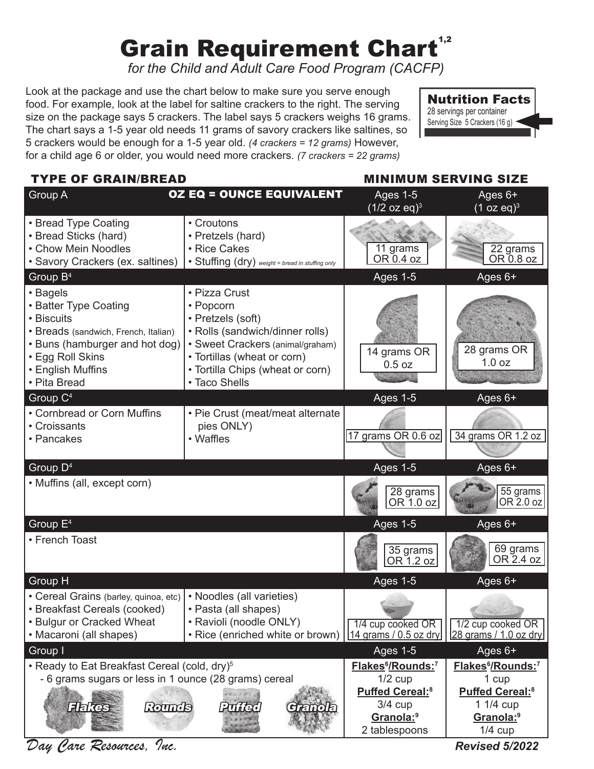# Grain Requirement Chart[1,2]

*for the Child and Adult Care Food Program (CACFP)*

Look at the package and use the chart below to make sure you serve enough food. For example, look at the label for saltine crackers to the right. The serving size on the package says 5 crackers. The label says 5 crackers weighs 16 grams. The chart says a 1-5 year old needs 11 grams of savory crackers like saltines, so 5 crackers would be enough for a 1-5 year old. *(4 crackers = 12 grams)* However, for a child age 6 or older, you would need more crackers. *(7 crackers = 22 grams)*

**Nutrition Facts**
28 servings per container
Serving Size 5 Crackers (16 g)

| TYPE OF GRAIN/BREAD | | MINIMUM SERVING SIZE | |
|---|---|---|---|
| **Group A** | **OZ EQ = OUNCE EQUIVALENT** | **Ages 1-5 (1/2 oz eq)[3]** | **Ages 6+ (1 oz eq)[3]** |
| • Bread Type Coating<br>• Bread Sticks (hard)<br>• Chow Mein Noodles<br>• Savory Crackers (ex. saltines) | • Croutons<br>• Pretzels (hard)<br>• Rice Cakes<br>• Stuffing (dry) *weight = bread in stuffing only* | 11 grams OR 0.4 oz | 22 grams OR 0.8 oz |
| **Group B[4]** | | **Ages 1-5** | **Ages 6+** |
| • Bagels<br>• Batter Type Coating<br>• Biscuits<br>• Breads (sandwich, French, Italian)<br>• Buns (hamburger and hot dog)<br>• Egg Roll Skins<br>• English Muffins<br>• Pita Bread | • Pizza Crust<br>• Popcorn<br>• Pretzels (soft)<br>• Rolls (sandwich/dinner rolls)<br>• Sweet Crackers (animal/graham)<br>• Tortillas (wheat or corn)<br>• Tortilla Chips (wheat or corn)<br>• Taco Shells | 14 grams OR 0.5 oz | 28 grams OR 1.0 oz |
| **Group C[4]** | | **Ages 1-5** | **Ages 6+** |
| • Cornbread or Corn Muffins<br>• Croissants<br>• Pancakes | • Pie Crust (meat/meat alternate pies ONLY)<br>• Waffles | 17 grams OR 0.6 oz | 34 grams OR 1.2 oz |
| **Group D[4]** | | **Ages 1-5** | **Ages 6+** |
| • Muffins (all, except corn) | | 28 grams OR 1.0 oz | 55 grams OR 2.0 oz |
| **Group E[4]** | | **Ages 1-5** | **Ages 6+** |
| • French Toast | | 35 grams OR 1.2 oz | 69 grams OR 2.4 oz |
| **Group H** | | **Ages 1-5** | **Ages 6+** |
| • Cereal Grains (barley, quinoa, etc)<br>• Breakfast Cereals (cooked)<br>• Bulgur or Cracked Wheat<br>• Macaroni (all shapes) | • Noodles (all varieties)<br>• Pasta (all shapes)<br>• Ravioli (noodle ONLY)<br>• Rice (enriched white or brown) | 1/4 cup cooked OR 14 grams / 0.5 oz dry | 1/2 cup cooked OR 28 grams / 1.0 oz dry |
| **Group I** | | **Ages 1-5** | **Ages 6+** |
| • Ready to Eat Breakfast Cereal (cold, dry)[5]<br>- 6 grams sugars or less in 1 ounce (28 grams) cereal<br>Flakes, Rounds, Puffed, Granola | | **Flakes[6]/Rounds:[7]** 1/2 cup<br>**Puffed Cereal:[8]** 3/4 cup<br>**Granola:[9]** 2 tablespoons | **Flakes[6]/Rounds:[7]** 1 cup<br>**Puffed Cereal:[8]** 1 1/4 cup<br>**Granola:[9]** 1/4 cup |

*Day Care Resources, Inc.*

***Revised 5/2022***